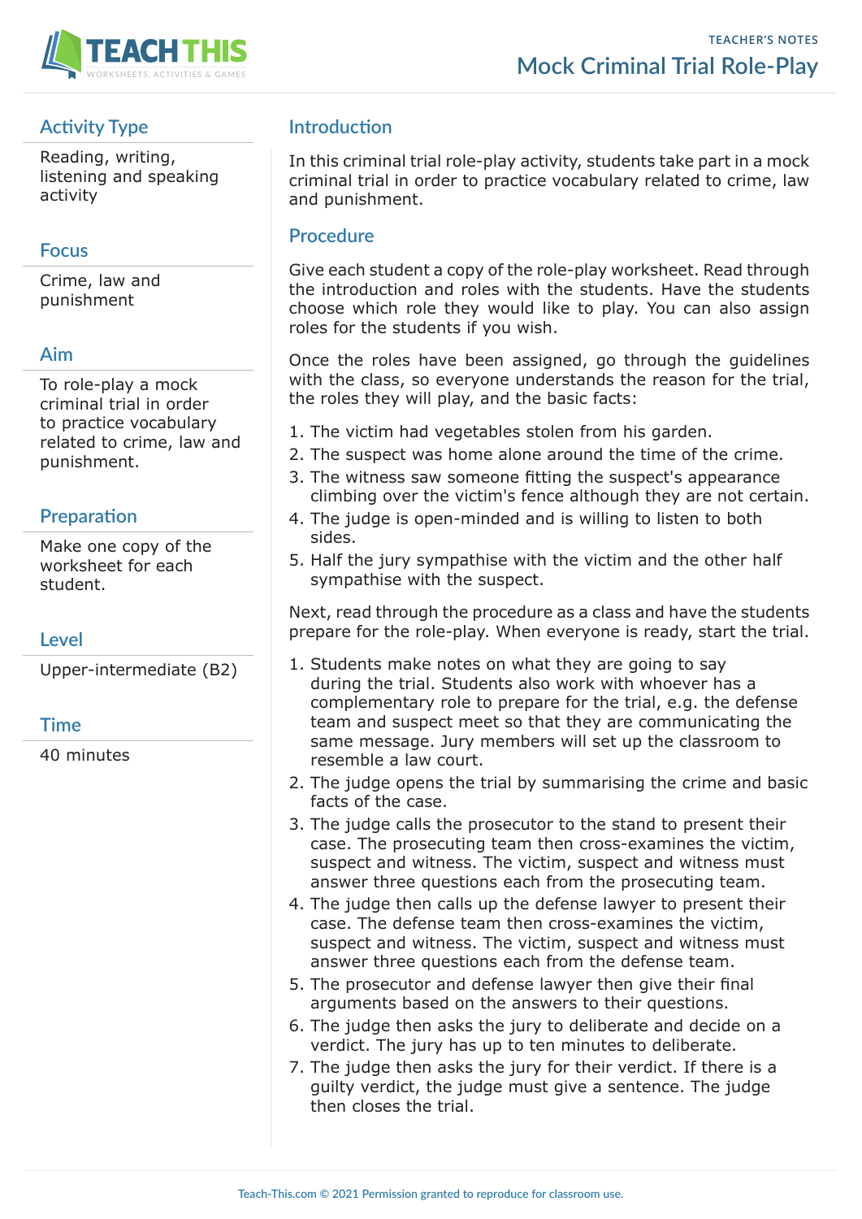TEACHER'S NOTES

# Mock Criminal Trial Role-Play

## Activity Type

Reading, writing, listening and speaking activity

## Focus

Crime, law and punishment

## Aim

To role-play a mock criminal trial in order to practice vocabulary related to crime, law and punishment.

## Preparation

Make one copy of the worksheet for each student.

## Level

Upper-intermediate (B2)

## Time

40 minutes

## Introduction

In this criminal trial role-play activity, students take part in a mock criminal trial in order to practice vocabulary related to crime, law and punishment.

## Procedure

Give each student a copy of the role-play worksheet. Read through the introduction and roles with the students. Have the students choose which role they would like to play. You can also assign roles for the students if you wish.

Once the roles have been assigned, go through the guidelines with the class, so everyone understands the reason for the trial, the roles they will play, and the basic facts:

1. The victim had vegetables stolen from his garden.
2. The suspect was home alone around the time of the crime.
3. The witness saw someone fitting the suspect's appearance climbing over the victim's fence although they are not certain.
4. The judge is open-minded and is willing to listen to both sides.
5. Half the jury sympathise with the victim and the other half sympathise with the suspect.

Next, read through the procedure as a class and have the students prepare for the role-play. When everyone is ready, start the trial.

1. Students make notes on what they are going to say during the trial. Students also work with whoever has a complementary role to prepare for the trial, e.g. the defense team and suspect meet so that they are communicating the same message. Jury members will set up the classroom to resemble a law court.
2. The judge opens the trial by summarising the crime and basic facts of the case.
3. The judge calls the prosecutor to the stand to present their case. The prosecuting team then cross-examines the victim, suspect and witness. The victim, suspect and witness must answer three questions each from the prosecuting team.
4. The judge then calls up the defense lawyer to present their case. The defense team then cross-examines the victim, suspect and witness. The victim, suspect and witness must answer three questions each from the defense team.
5. The prosecutor and defense lawyer then give their final arguments based on the answers to their questions.
6. The judge then asks the jury to deliberate and decide on a verdict. The jury has up to ten minutes to deliberate.
7. The judge then asks the jury for their verdict. If there is a guilty verdict, the judge must give a sentence. The judge then closes the trial.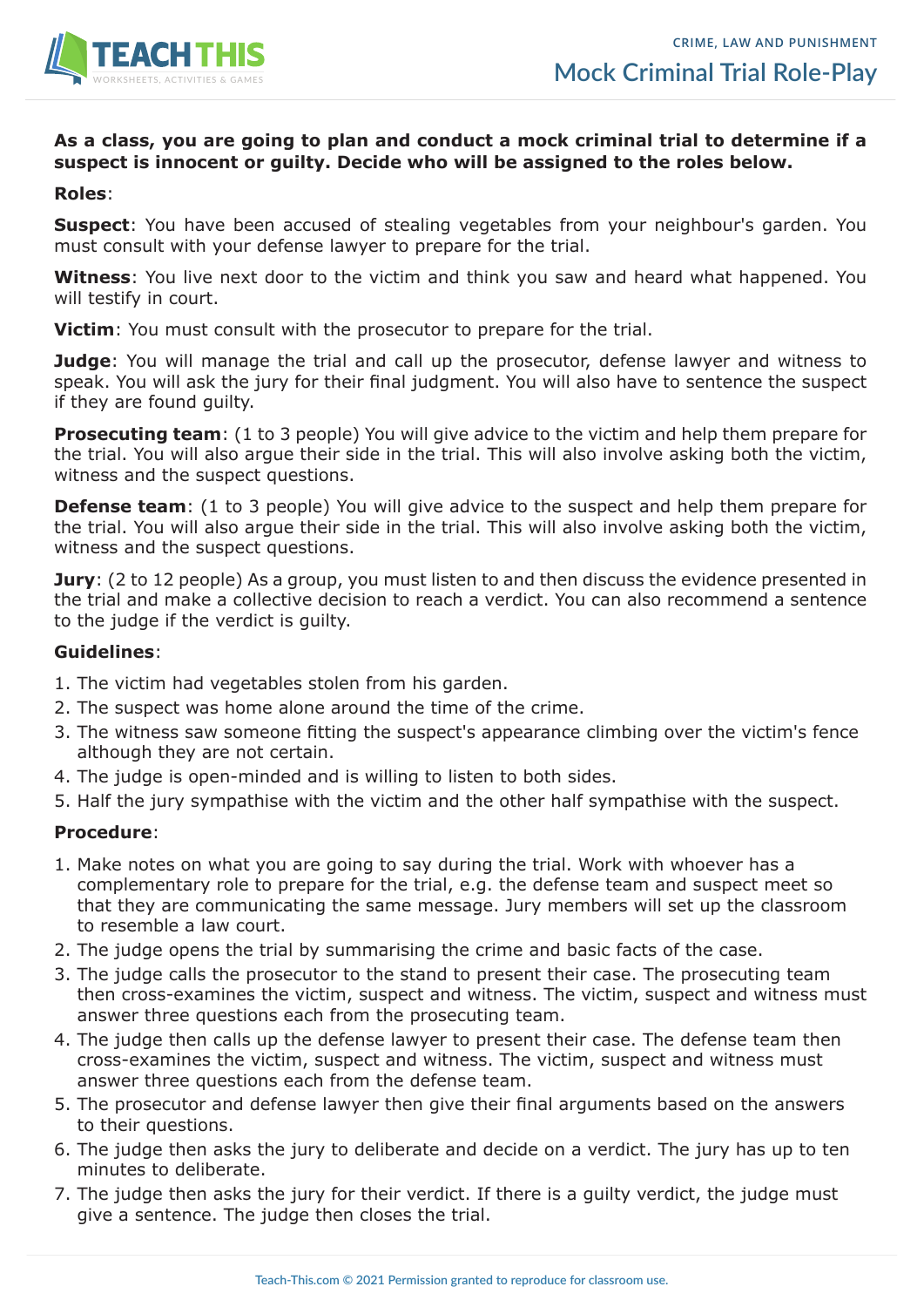**As a class, you are going to plan and conduct a mock criminal trial to determine if a suspect is innocent or guilty. Decide who will be assigned to the roles below.**

**Roles**:

**Suspect**: You have been accused of stealing vegetables from your neighbour's garden. You must consult with your defense lawyer to prepare for the trial.

**Witness**: You live next door to the victim and think you saw and heard what happened. You will testify in court.

**Victim**: You must consult with the prosecutor to prepare for the trial.

**Judge**: You will manage the trial and call up the prosecutor, defense lawyer and witness to speak. You will ask the jury for their final judgment. You will also have to sentence the suspect if they are found guilty.

**Prosecuting team**: (1 to 3 people) You will give advice to the victim and help them prepare for the trial. You will also argue their side in the trial. This will also involve asking both the victim, witness and the suspect questions.

**Defense team**: (1 to 3 people) You will give advice to the suspect and help them prepare for the trial. You will also argue their side in the trial. This will also involve asking both the victim, witness and the suspect questions.

**Jury**: (2 to 12 people) As a group, you must listen to and then discuss the evidence presented in the trial and make a collective decision to reach a verdict. You can also recommend a sentence to the judge if the verdict is guilty.

**Guidelines**:

1. The victim had vegetables stolen from his garden.
2. The suspect was home alone around the time of the crime.
3. The witness saw someone fitting the suspect's appearance climbing over the victim's fence although they are not certain.
4. The judge is open-minded and is willing to listen to both sides.
5. Half the jury sympathise with the victim and the other half sympathise with the suspect.

**Procedure**:

1. Make notes on what you are going to say during the trial. Work with whoever has a complementary role to prepare for the trial, e.g. the defense team and suspect meet so that they are communicating the same message. Jury members will set up the classroom to resemble a law court.
2. The judge opens the trial by summarising the crime and basic facts of the case.
3. The judge calls the prosecutor to the stand to present their case. The prosecuting team then cross-examines the victim, suspect and witness. The victim, suspect and witness must answer three questions each from the prosecuting team.
4. The judge then calls up the defense lawyer to present their case. The defense team then cross-examines the victim, suspect and witness. The victim, suspect and witness must answer three questions each from the defense team.
5. The prosecutor and defense lawyer then give their final arguments based on the answers to their questions.
6. The judge then asks the jury to deliberate and decide on a verdict. The jury has up to ten minutes to deliberate.
7. The judge then asks the jury for their verdict. If there is a guilty verdict, the judge must give a sentence. The judge then closes the trial.